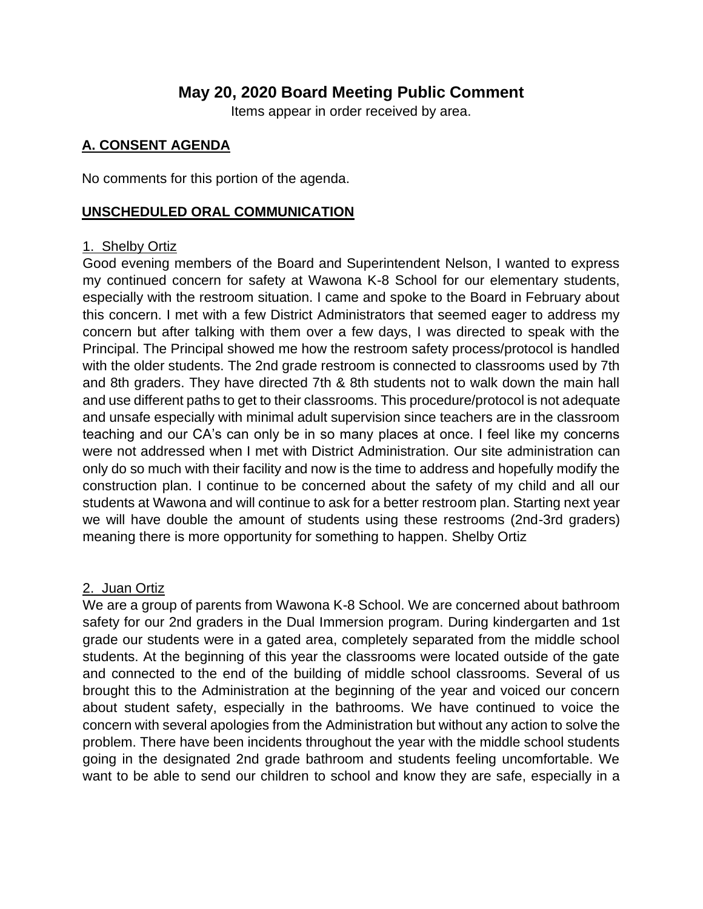# May 20, 2020 Board Meeting Public Comment

Items appear in order received by area.

## A. CONSENT AGENDA

No comments for this portion of the agenda.

## UNSCHEDULED ORAL COMMUNICATION

### 1. Shelby Ortiz

Good evening members of the Board and Superintendent Nelson, I wanted to express my continued concern for safety at Wawona K-8 School for our elementary students, especially with the restroom situation. I came and spoke to the Board in February about this concern. I met with a few District Administrators that seemed eager to address my concern but after talking with them over a few days, I was directed to speak with the Principal. The Principal showed me how the restroom safety process/protocol is handled with the older students. The 2nd grade restroom is connected to classrooms used by 7th and 8th graders. They have directed 7th & 8th students not to walk down the main hall and use different paths to get to their classrooms. This procedure/protocol is not adequate and unsafe especially with minimal adult supervision since teachers are in the classroom teaching and our CA's can only be in so many places at once. I feel like my concerns were not addressed when I met with District Administration. Our site administration can only do so much with their facility and now is the time to address and hopefully modify the construction plan. I continue to be concerned about the safety of my child and all our students at Wawona and will continue to ask for a better restroom plan. Starting next year we will have double the amount of students using these restrooms (2nd-3rd graders) meaning there is more opportunity for something to happen. Shelby Ortiz

### 2. Juan Ortiz

We are a group of parents from Wawona K-8 School. We are concerned about bathroom safety for our 2nd graders in the Dual Immersion program. During kindergarten and 1st grade our students were in a gated area, completely separated from the middle school students. At the beginning of this year the classrooms were located outside of the gate and connected to the end of the building of middle school classrooms. Several of us brought this to the Administration at the beginning of the year and voiced our concern about student safety, especially in the bathrooms. We have continued to voice the concern with several apologies from the Administration but without any action to solve the problem. There have been incidents throughout the year with the middle school students going in the designated 2nd grade bathroom and students feeling uncomfortable. We want to be able to send our children to school and know they are safe, especially in a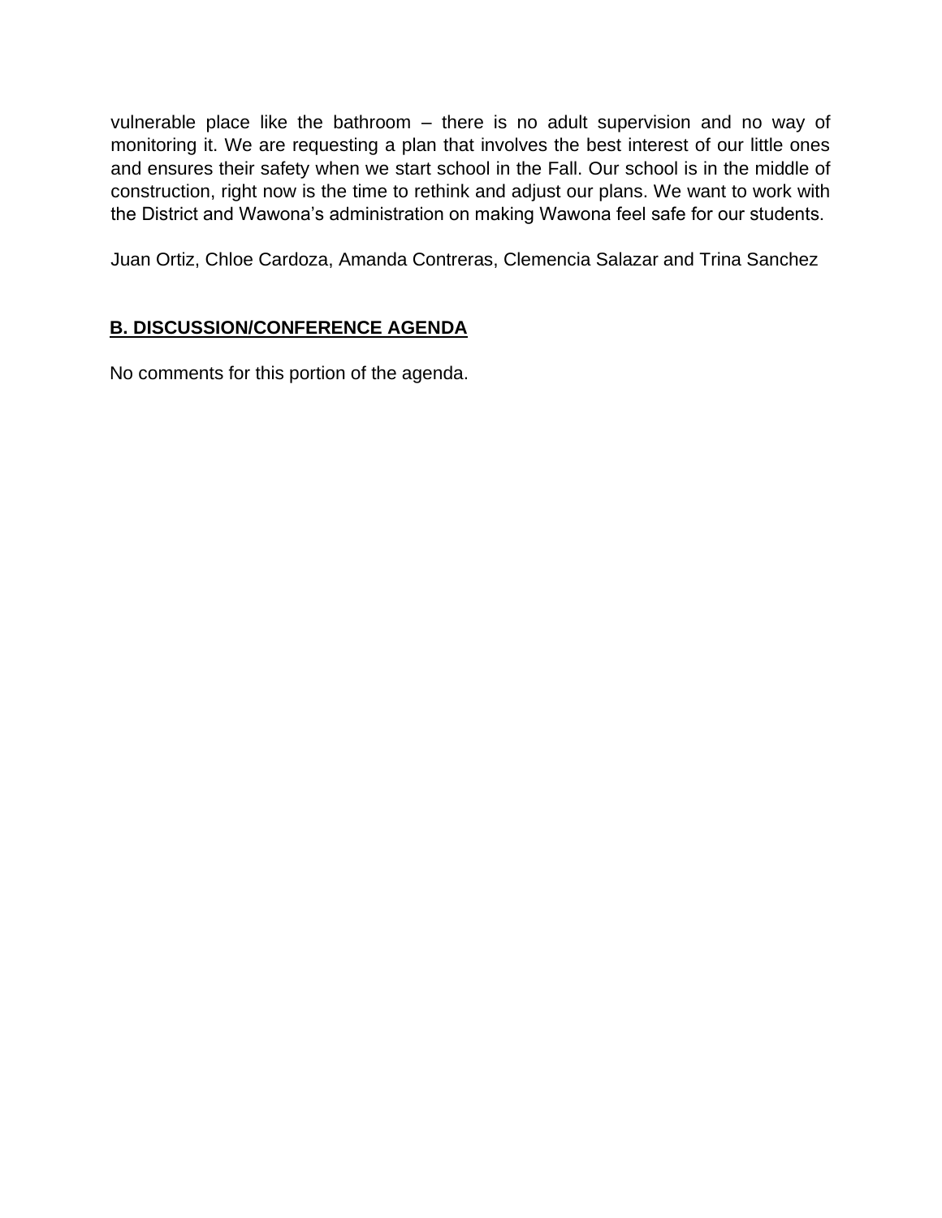vulnerable place like the bathroom – there is no adult supervision and no way of monitoring it. We are requesting a plan that involves the best interest of our little ones and ensures their safety when we start school in the Fall. Our school is in the middle of construction, right now is the time to rethink and adjust our plans. We want to work with the District and Wawona's administration on making Wawona feel safe for our students.

Juan Ortiz, Chloe Cardoza, Amanda Contreras, Clemencia Salazar and Trina Sanchez

## B. DISCUSSION/CONFERENCE AGENDA

No comments for this portion of the agenda.